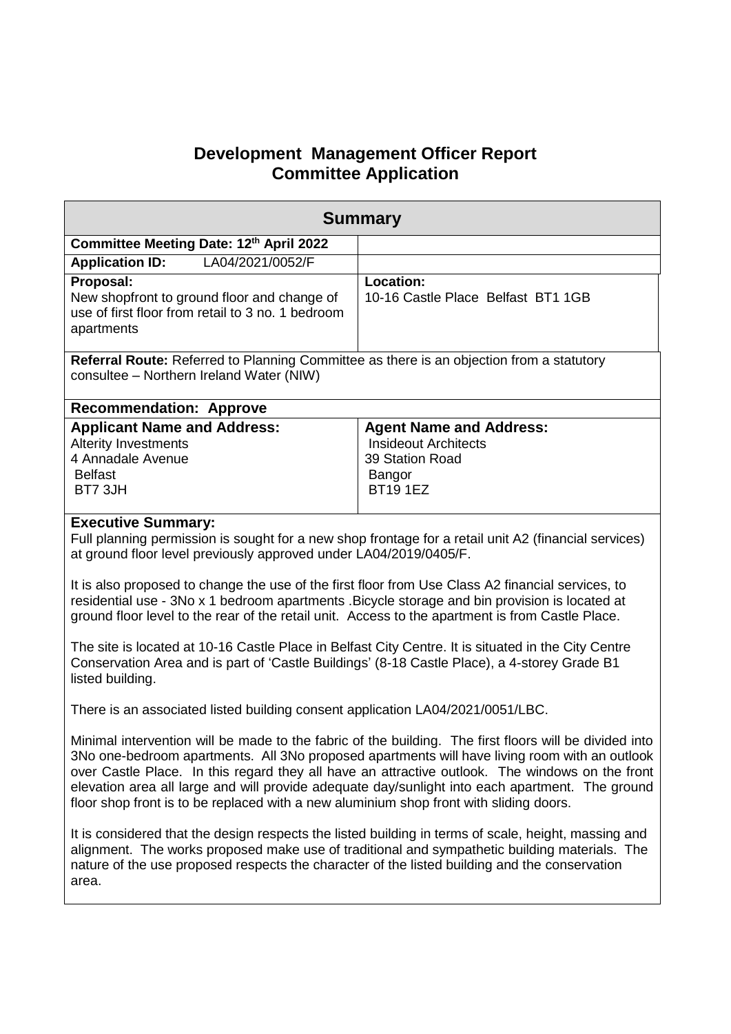# Development Management Officer Report
# Committee Application

| Summary | |
|---|---|
| **Committee Meeting Date: 12th April 2022** | |
| **Application ID:** LA04/2021/0052/F | |
| **Proposal:**<br>New shopfront to ground floor and change of use of first floor from retail to 3 no. 1 bedroom apartments | **Location:**<br>10-16 Castle Place Belfast BT1 1GB |
| **Referral Route:** Referred to Planning Committee as there is an objection from a statutory consultee – Northern Ireland Water (NIW) | |
| **Recommendation: Approve** | |
| **Applicant Name and Address:**<br>Alterity Investments<br>4 Annadale Avenue<br>Belfast<br>BT7 3JH | **Agent Name and Address:**<br>Insideout Architects<br>39 Station Road<br>Bangor<br>BT19 1EZ |

**Executive Summary:**

Full planning permission is sought for a new shop frontage for a retail unit A2 (financial services) at ground floor level previously approved under LA04/2019/0405/F.

It is also proposed to change the use of the first floor from Use Class A2 financial services, to residential use - 3No x 1 bedroom apartments .Bicycle storage and bin provision is located at ground floor level to the rear of the retail unit. Access to the apartment is from Castle Place.

The site is located at 10-16 Castle Place in Belfast City Centre. It is situated in the City Centre Conservation Area and is part of 'Castle Buildings' (8-18 Castle Place), a 4-storey Grade B1 listed building.

There is an associated listed building consent application LA04/2021/0051/LBC.

Minimal intervention will be made to the fabric of the building. The first floors will be divided into 3No one-bedroom apartments. All 3No proposed apartments will have living room with an outlook over Castle Place. In this regard they all have an attractive outlook. The windows on the front elevation area all large and will provide adequate day/sunlight into each apartment. The ground floor shop front is to be replaced with a new aluminium shop front with sliding doors.

It is considered that the design respects the listed building in terms of scale, height, massing and alignment. The works proposed make use of traditional and sympathetic building materials. The nature of the use proposed respects the character of the listed building and the conservation area.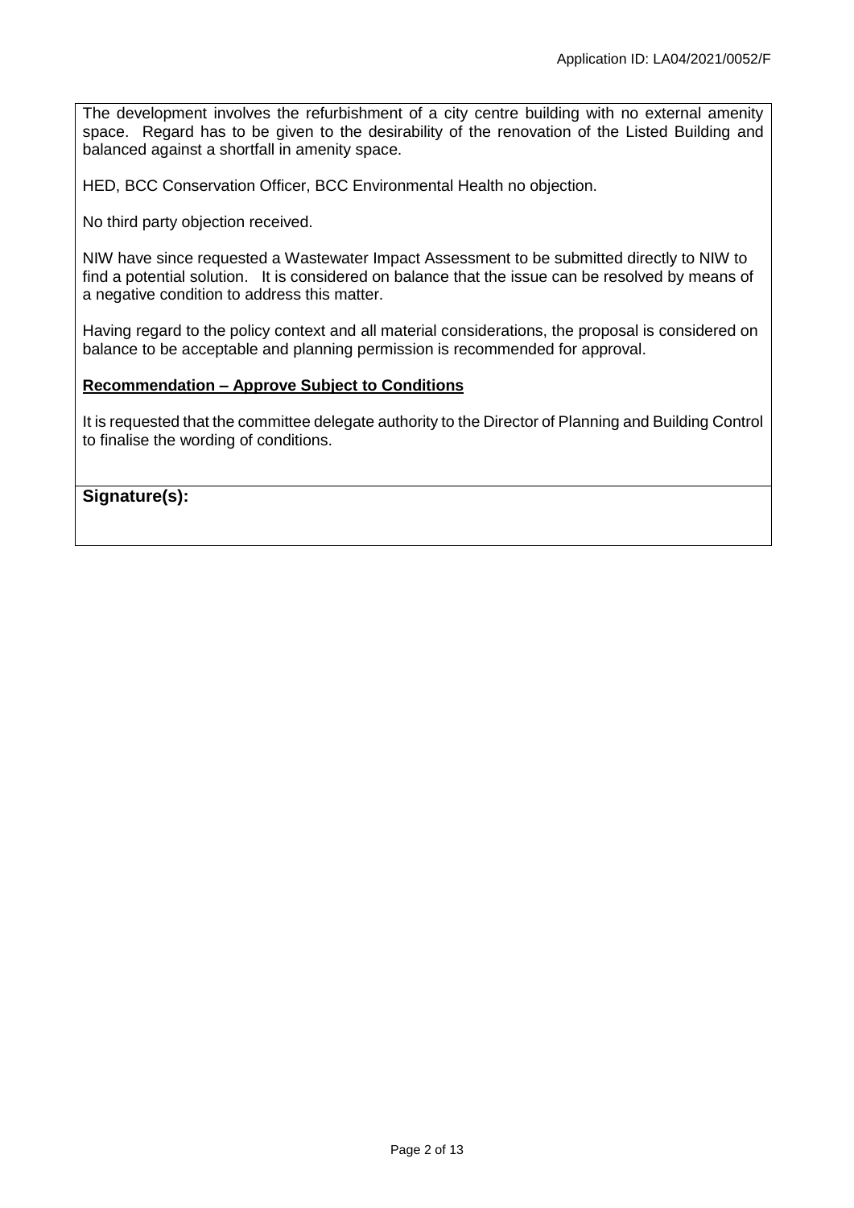The development involves the refurbishment of a city centre building with no external amenity space. Regard has to be given to the desirability of the renovation of the Listed Building and balanced against a shortfall in amenity space.

HED, BCC Conservation Officer, BCC Environmental Health no objection.

No third party objection received.

NIW have since requested a Wastewater Impact Assessment to be submitted directly to NIW to find a potential solution. It is considered on balance that the issue can be resolved by means of a negative condition to address this matter.

Having regard to the policy context and all material considerations, the proposal is considered on balance to be acceptable and planning permission is recommended for approval.

**Recommendation – Approve Subject to Conditions**

It is requested that the committee delegate authority to the Director of Planning and Building Control to finalise the wording of conditions.

**Signature(s):**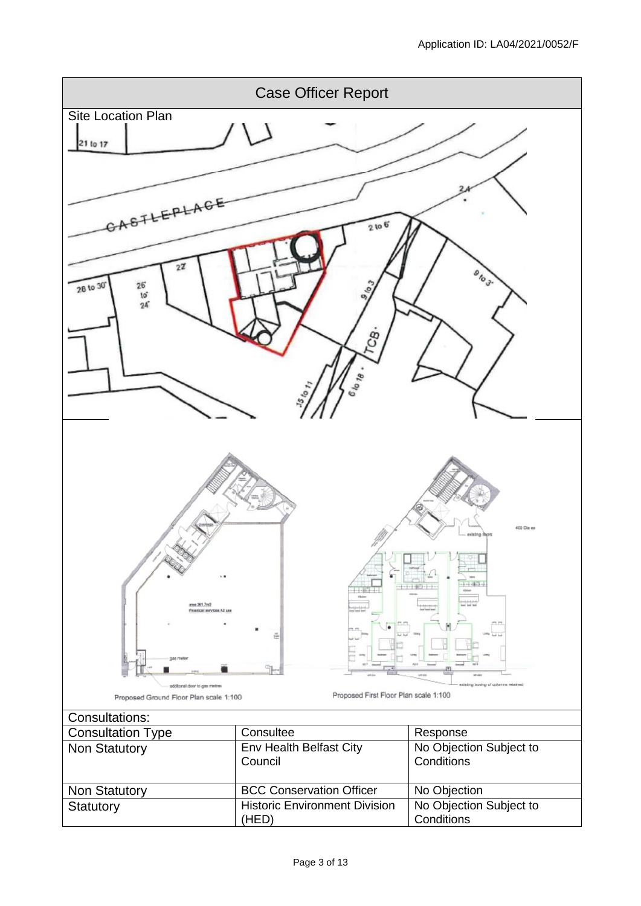# Case Officer Report

## Site Location Plan

Proposed Ground Floor Plan scale 1:100

Proposed First Floor Plan scale 1:100

## Consultations:

| Consultation Type | Consultee | Response |
|---|---|---|
| Non Statutory | Env Health Belfast City Council | No Objection Subject to Conditions |
| Non Statutory | BCC Conservation Officer | No Objection |
| Statutory | Historic Environment Division (HED) | No Objection Subject to Conditions |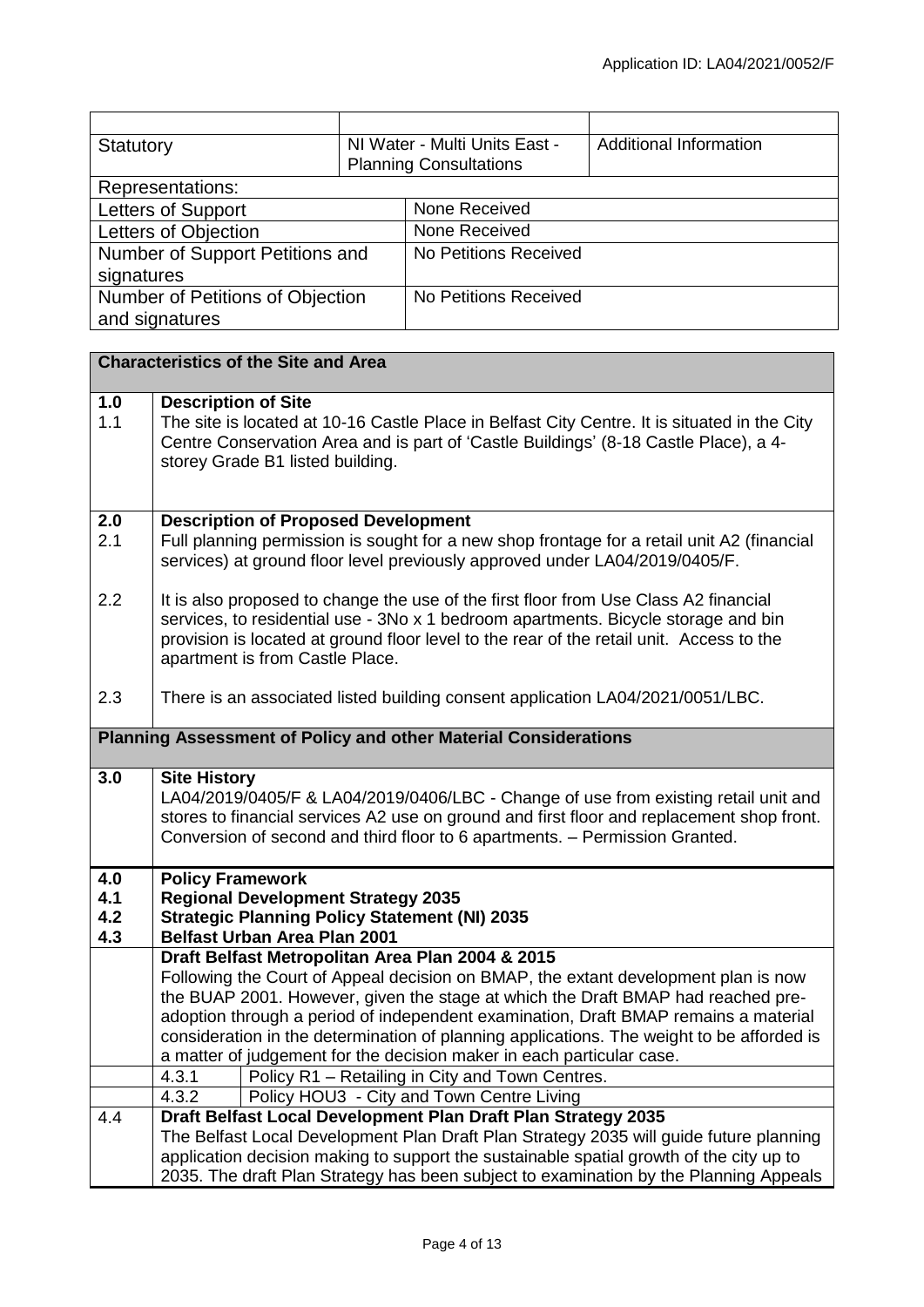| | | |
|---|---|---|
| Statutory | NI Water - Multi Units East - Planning Consultations | Additional Information |

| Representations: | |
|---|---|
| Letters of Support | None Received |
| Letters of Objection | None Received |
| Number of Support Petitions and signatures | No Petitions Received |
| Number of Petitions of Objection and signatures | No Petitions Received |

## Characteristics of the Site and Area

**1.0 Description of Site**

1.1 The site is located at 10-16 Castle Place in Belfast City Centre. It is situated in the City Centre Conservation Area and is part of 'Castle Buildings' (8-18 Castle Place), a 4-storey Grade B1 listed building.

**2.0 Description of Proposed Development**

2.1 Full planning permission is sought for a new shop frontage for a retail unit A2 (financial services) at ground floor level previously approved under LA04/2019/0405/F.

2.2 It is also proposed to change the use of the first floor from Use Class A2 financial services, to residential use - 3No x 1 bedroom apartments. Bicycle storage and bin provision is located at ground floor level to the rear of the retail unit. Access to the apartment is from Castle Place.

2.3 There is an associated listed building consent application LA04/2021/0051/LBC.

## Planning Assessment of Policy and other Material Considerations

**3.0 Site History**

LA04/2019/0405/F & LA04/2019/0406/LBC - Change of use from existing retail unit and stores to financial services A2 use on ground and first floor and replacement shop front. Conversion of second and third floor to 6 apartments. – Permission Granted.

**4.0 Policy Framework**

**4.1 Regional Development Strategy 2035**

**4.2 Strategic Planning Policy Statement (NI) 2035**

**4.3 Belfast Urban Area Plan 2001**

**Draft Belfast Metropolitan Area Plan 2004 & 2015**

Following the Court of Appeal decision on BMAP, the extant development plan is now the BUAP 2001. However, given the stage at which the Draft BMAP had reached pre-adoption through a period of independent examination, Draft BMAP remains a material consideration in the determination of planning applications. The weight to be afforded is a matter of judgement for the decision maker in each particular case.

4.3.1 Policy R1 – Retailing in City and Town Centres.

4.3.2 Policy HOU3 - City and Town Centre Living

**4.4 Draft Belfast Local Development Plan Draft Plan Strategy 2035**

The Belfast Local Development Plan Draft Plan Strategy 2035 will guide future planning application decision making to support the sustainable spatial growth of the city up to 2035. The draft Plan Strategy has been subject to examination by the Planning Appeals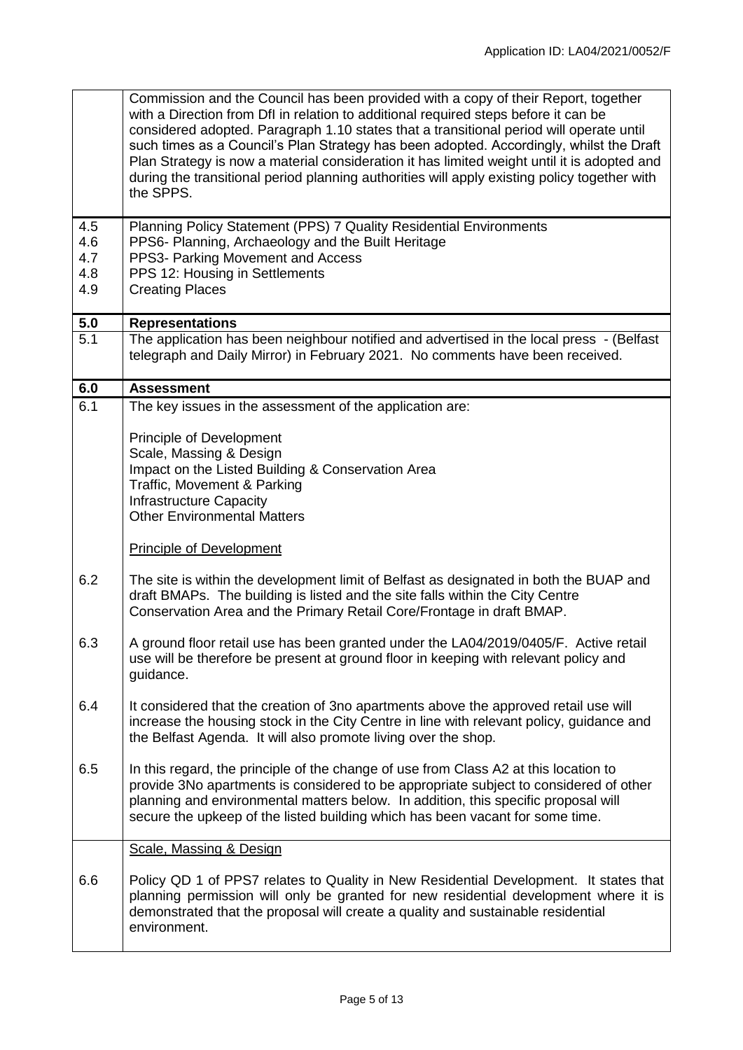| | |
|---|---|
| | Commission and the Council has been provided with a copy of their Report, together with a Direction from DfI in relation to additional required steps before it can be considered adopted. Paragraph 1.10 states that a transitional period will operate until such times as a Council's Plan Strategy has been adopted. Accordingly, whilst the Draft Plan Strategy is now a material consideration it has limited weight until it is adopted and during the transitional period planning authorities will apply existing policy together with the SPPS. |
| 4.5<br>4.6<br>4.7<br>4.8<br>4.9 | Planning Policy Statement (PPS) 7 Quality Residential Environments<br>PPS6- Planning, Archaeology and the Built Heritage<br>PPS3- Parking Movement and Access<br>PPS 12: Housing in Settlements<br>Creating Places |
| **5.0** | **Representations** |
| 5.1 | The application has been neighbour notified and advertised in the local press - (Belfast telegraph and Daily Mirror) in February 2021. No comments have been received. |
| **6.0** | **Assessment** |
| 6.1 | The key issues in the assessment of the application are:<br><br>Principle of Development<br>Scale, Massing & Design<br>Impact on the Listed Building & Conservation Area<br>Traffic, Movement & Parking<br>Infrastructure Capacity<br>Other Environmental Matters<br><br><u>Principle of Development</u> |
| 6.2 | The site is within the development limit of Belfast as designated in both the BUAP and draft BMAPs. The building is listed and the site falls within the City Centre Conservation Area and the Primary Retail Core/Frontage in draft BMAP. |
| 6.3 | A ground floor retail use has been granted under the LA04/2019/0405/F. Active retail use will be therefore be present at ground floor in keeping with relevant policy and guidance. |
| 6.4 | It considered that the creation of 3no apartments above the approved retail use will increase the housing stock in the City Centre in line with relevant policy, guidance and the Belfast Agenda. It will also promote living over the shop. |
| 6.5 | In this regard, the principle of the change of use from Class A2 at this location to provide 3No apartments is considered to be appropriate subject to considered of other planning and environmental matters below. In addition, this specific proposal will secure the upkeep of the listed building which has been vacant for some time. |
| | <u>Scale, Massing & Design</u> |
| 6.6 | Policy QD 1 of PPS7 relates to Quality in New Residential Development. It states that planning permission will only be granted for new residential development where it is demonstrated that the proposal will create a quality and sustainable residential environment. |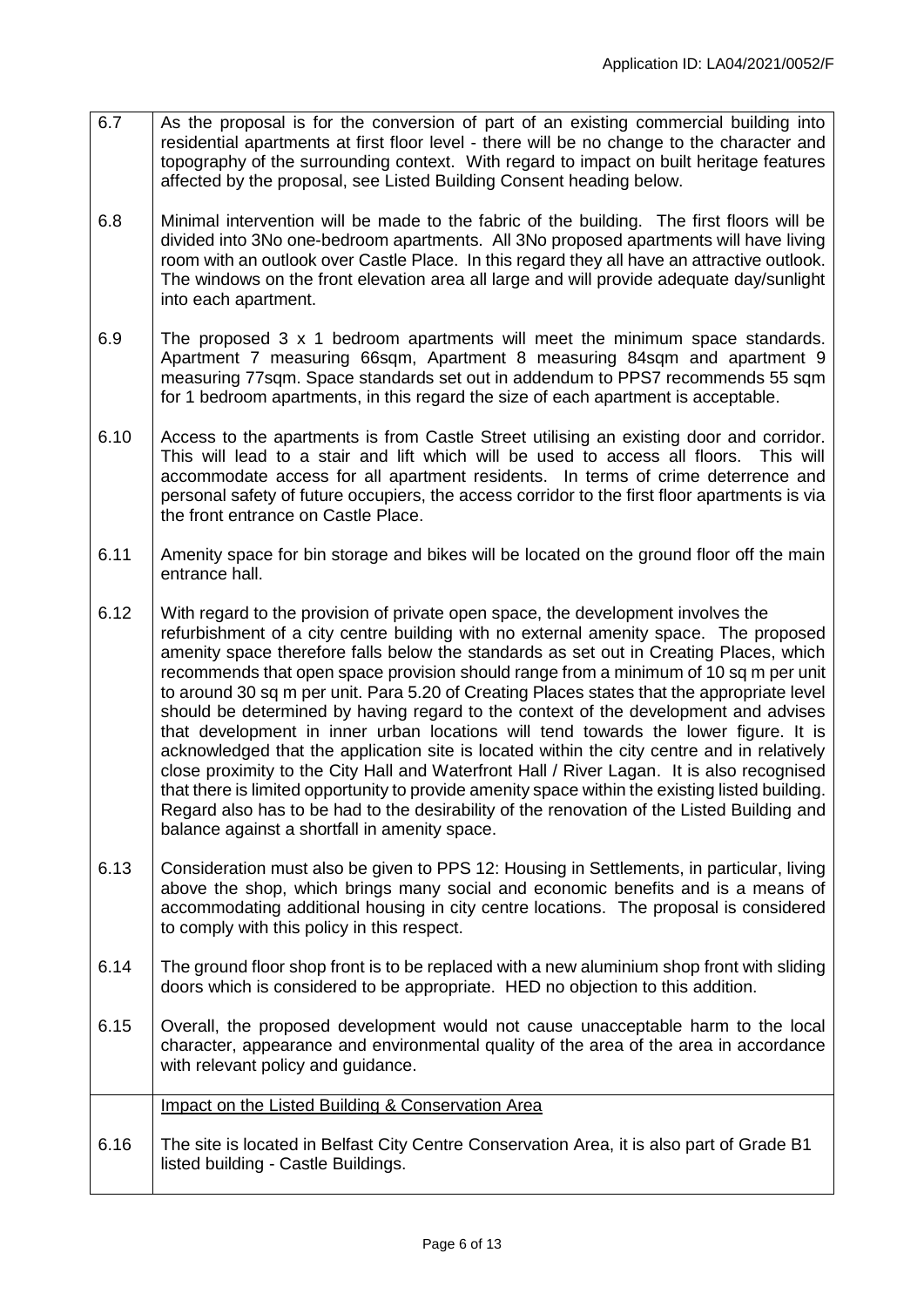| | |
|---|---|
| 6.7 | As the proposal is for the conversion of part of an existing commercial building into residential apartments at first floor level - there will be no change to the character and topography of the surrounding context. With regard to impact on built heritage features affected by the proposal, see Listed Building Consent heading below. |
| 6.8 | Minimal intervention will be made to the fabric of the building. The first floors will be divided into 3No one-bedroom apartments. All 3No proposed apartments will have living room with an outlook over Castle Place. In this regard they all have an attractive outlook. The windows on the front elevation area all large and will provide adequate day/sunlight into each apartment. |
| 6.9 | The proposed 3 x 1 bedroom apartments will meet the minimum space standards. Apartment 7 measuring 66sqm, Apartment 8 measuring 84sqm and apartment 9 measuring 77sqm. Space standards set out in addendum to PPS7 recommends 55 sqm for 1 bedroom apartments, in this regard the size of each apartment is acceptable. |
| 6.10 | Access to the apartments is from Castle Street utilising an existing door and corridor. This will lead to a stair and lift which will be used to access all floors. This will accommodate access for all apartment residents. In terms of crime deterrence and personal safety of future occupiers, the access corridor to the first floor apartments is via the front entrance on Castle Place. |
| 6.11 | Amenity space for bin storage and bikes will be located on the ground floor off the main entrance hall. |
| 6.12 | With regard to the provision of private open space, the development involves the refurbishment of a city centre building with no external amenity space. The proposed amenity space therefore falls below the standards as set out in Creating Places, which recommends that open space provision should range from a minimum of 10 sq m per unit to around 30 sq m per unit. Para 5.20 of Creating Places states that the appropriate level should be determined by having regard to the context of the development and advises that development in inner urban locations will tend towards the lower figure. It is acknowledged that the application site is located within the city centre and in relatively close proximity to the City Hall and Waterfront Hall / River Lagan. It is also recognised that there is limited opportunity to provide amenity space within the existing listed building. Regard also has to be had to the desirability of the renovation of the Listed Building and balance against a shortfall in amenity space. |
| 6.13 | Consideration must also be given to PPS 12: Housing in Settlements, in particular, living above the shop, which brings many social and economic benefits and is a means of accommodating additional housing in city centre locations. The proposal is considered to comply with this policy in this respect. |
| 6.14 | The ground floor shop front is to be replaced with a new aluminium shop front with sliding doors which is considered to be appropriate. HED no objection to this addition. |
| 6.15 | Overall, the proposed development would not cause unacceptable harm to the local character, appearance and environmental quality of the area of the area in accordance with relevant policy and guidance. |
| | <u>Impact on the Listed Building & Conservation Area</u> |
| 6.16 | The site is located in Belfast City Centre Conservation Area, it is also part of Grade B1 listed building - Castle Buildings. |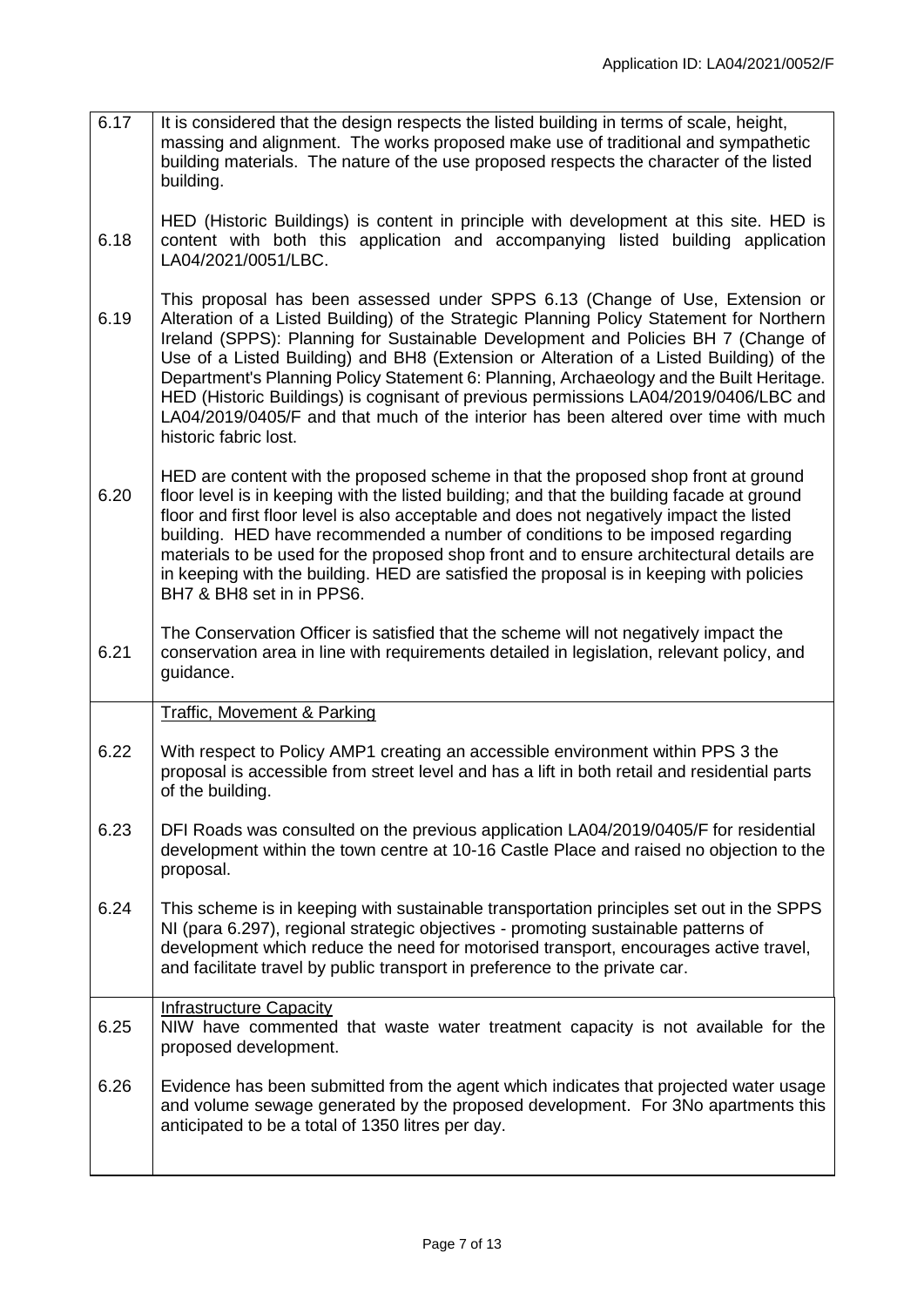Application ID: LA04/2021/0052/F

| | |
|---|---|
| 6.17 | It is considered that the design respects the listed building in terms of scale, height, massing and alignment. The works proposed make use of traditional and sympathetic building materials. The nature of the use proposed respects the character of the listed building. |
| 6.18 | HED (Historic Buildings) is content in principle with development at this site. HED is content with both this application and accompanying listed building application LA04/2021/0051/LBC. |
| 6.19 | This proposal has been assessed under SPPS 6.13 (Change of Use, Extension or Alteration of a Listed Building) of the Strategic Planning Policy Statement for Northern Ireland (SPPS): Planning for Sustainable Development and Policies BH 7 (Change of Use of a Listed Building) and BH8 (Extension or Alteration of a Listed Building) of the Department's Planning Policy Statement 6: Planning, Archaeology and the Built Heritage. HED (Historic Buildings) is cognisant of previous permissions LA04/2019/0406/LBC and LA04/2019/0405/F and that much of the interior has been altered over time with much historic fabric lost. |
| 6.20 | HED are content with the proposed scheme in that the proposed shop front at ground floor level is in keeping with the listed building; and that the building facade at ground floor and first floor level is also acceptable and does not negatively impact the listed building. HED have recommended a number of conditions to be imposed regarding materials to be used for the proposed shop front and to ensure architectural details are in keeping with the building. HED are satisfied the proposal is in keeping with policies BH7 & BH8 set in in PPS6. |
| 6.21 | The Conservation Officer is satisfied that the scheme will not negatively impact the conservation area in line with requirements detailed in legislation, relevant policy, and guidance. |
| | <u>Traffic, Movement & Parking</u> |
| 6.22 | With respect to Policy AMP1 creating an accessible environment within PPS 3 the proposal is accessible from street level and has a lift in both retail and residential parts of the building. |
| 6.23 | DFI Roads was consulted on the previous application LA04/2019/0405/F for residential development within the town centre at 10-16 Castle Place and raised no objection to the proposal. |
| 6.24 | This scheme is in keeping with sustainable transportation principles set out in the SPPS NI (para 6.297), regional strategic objectives - promoting sustainable patterns of development which reduce the need for motorised transport, encourages active travel, and facilitate travel by public transport in preference to the private car. |
| | <u>Infrastructure Capacity</u> |
| 6.25 | NIW have commented that waste water treatment capacity is not available for the proposed development. |
| 6.26 | Evidence has been submitted from the agent which indicates that projected water usage and volume sewage generated by the proposed development. For 3No apartments this anticipated to be a total of 1350 litres per day. |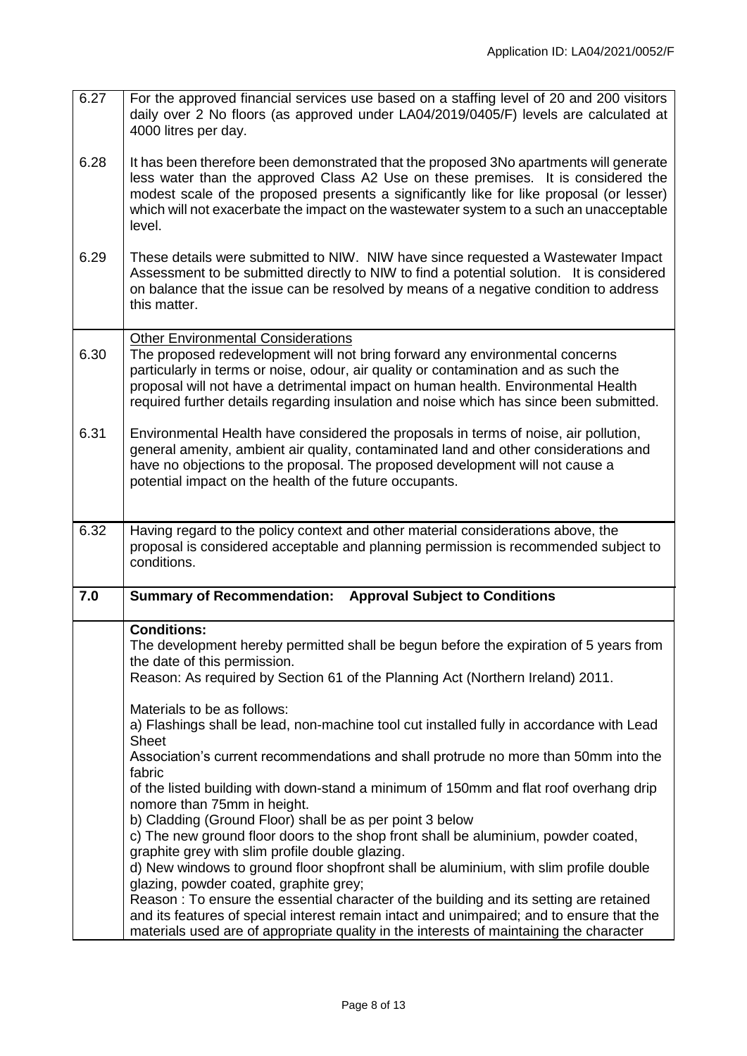| | |
|---|---|
| 6.27 | For the approved financial services use based on a staffing level of 20 and 200 visitors daily over 2 No floors (as approved under LA04/2019/0405/F) levels are calculated at 4000 litres per day. |
| 6.28 | It has been therefore been demonstrated that the proposed 3No apartments will generate less water than the approved Class A2 Use on these premises. It is considered the modest scale of the proposed presents a significantly like for like proposal (or lesser) which will not exacerbate the impact on the wastewater system to a such an unacceptable level. |
| 6.29 | These details were submitted to NIW. NIW have since requested a Wastewater Impact Assessment to be submitted directly to NIW to find a potential solution. It is considered on balance that the issue can be resolved by means of a negative condition to address this matter. |
| | <u>Other Environmental Considerations</u> |
| 6.30 | The proposed redevelopment will not bring forward any environmental concerns particularly in terms or noise, odour, air quality or contamination and as such the proposal will not have a detrimental impact on human health. Environmental Health required further details regarding insulation and noise which has since been submitted. |
| 6.31 | Environmental Health have considered the proposals in terms of noise, air pollution, general amenity, ambient air quality, contaminated land and other considerations and have no objections to the proposal. The proposed development will not cause a potential impact on the health of the future occupants. |
| 6.32 | Having regard to the policy context and other material considerations above, the proposal is considered acceptable and planning permission is recommended subject to conditions. |
| **7.0** | **Summary of Recommendation: Approval Subject to Conditions** |
| | **Conditions:**<br>The development hereby permitted shall be begun before the expiration of 5 years from the date of this permission.<br>Reason: As required by Section 61 of the Planning Act (Northern Ireland) 2011.<br><br>Materials to be as follows:<br>a) Flashings shall be lead, non-machine tool cut installed fully in accordance with Lead Sheet<br>Association's current recommendations and shall protrude no more than 50mm into the fabric<br>of the listed building with down-stand a minimum of 150mm and flat roof overhang drip nomore than 75mm in height.<br>b) Cladding (Ground Floor) shall be as per point 3 below<br>c) The new ground floor doors to the shop front shall be aluminium, powder coated, graphite grey with slim profile double glazing.<br>d) New windows to ground floor shopfront shall be aluminium, with slim profile double glazing, powder coated, graphite grey;<br>Reason : To ensure the essential character of the building and its setting are retained and its features of special interest remain intact and unimpaired; and to ensure that the materials used are of appropriate quality in the interests of maintaining the character |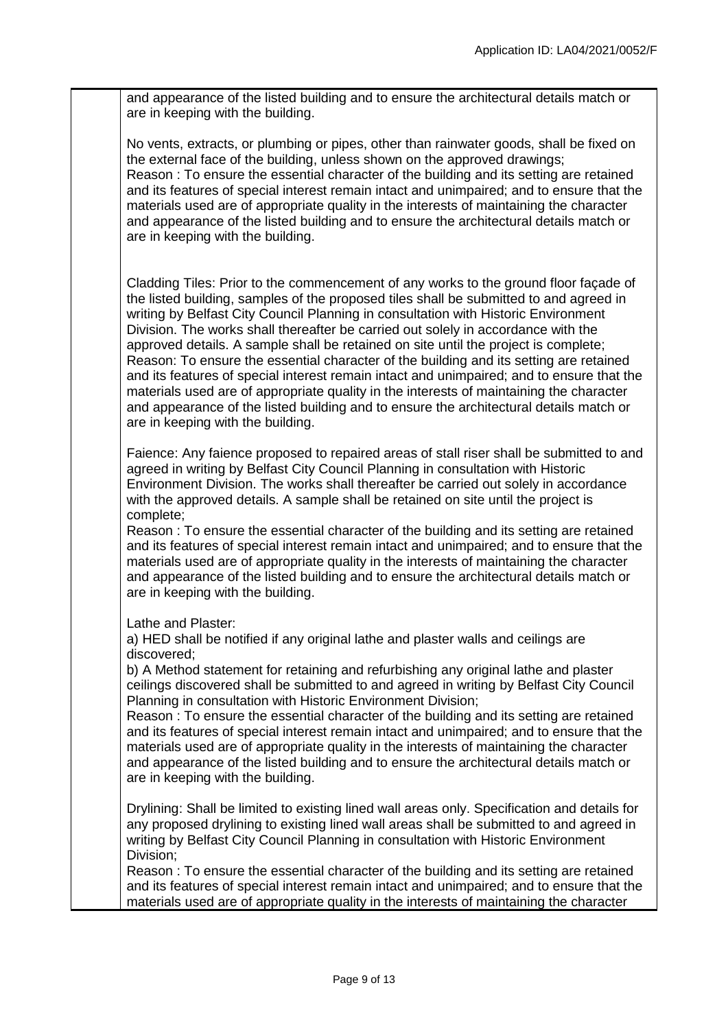and appearance of the listed building and to ensure the architectural details match or are in keeping with the building.

No vents, extracts, or plumbing or pipes, other than rainwater goods, shall be fixed on the external face of the building, unless shown on the approved drawings;
Reason : To ensure the essential character of the building and its setting are retained and its features of special interest remain intact and unimpaired; and to ensure that the materials used are of appropriate quality in the interests of maintaining the character and appearance of the listed building and to ensure the architectural details match or are in keeping with the building.

Cladding Tiles: Prior to the commencement of any works to the ground floor façade of the listed building, samples of the proposed tiles shall be submitted to and agreed in writing by Belfast City Council Planning in consultation with Historic Environment Division. The works shall thereafter be carried out solely in accordance with the approved details. A sample shall be retained on site until the project is complete;
Reason: To ensure the essential character of the building and its setting are retained and its features of special interest remain intact and unimpaired; and to ensure that the materials used are of appropriate quality in the interests of maintaining the character and appearance of the listed building and to ensure the architectural details match or are in keeping with the building.

Faience: Any faience proposed to repaired areas of stall riser shall be submitted to and agreed in writing by Belfast City Council Planning in consultation with Historic Environment Division. The works shall thereafter be carried out solely in accordance with the approved details. A sample shall be retained on site until the project is complete;
Reason : To ensure the essential character of the building and its setting are retained and its features of special interest remain intact and unimpaired; and to ensure that the materials used are of appropriate quality in the interests of maintaining the character and appearance of the listed building and to ensure the architectural details match or are in keeping with the building.

Lathe and Plaster:
a) HED shall be notified if any original lathe and plaster walls and ceilings are discovered;
b) A Method statement for retaining and refurbishing any original lathe and plaster ceilings discovered shall be submitted to and agreed in writing by Belfast City Council Planning in consultation with Historic Environment Division;
Reason : To ensure the essential character of the building and its setting are retained and its features of special interest remain intact and unimpaired; and to ensure that the materials used are of appropriate quality in the interests of maintaining the character and appearance of the listed building and to ensure the architectural details match or are in keeping with the building.

Drylining: Shall be limited to existing lined wall areas only. Specification and details for any proposed drylining to existing lined wall areas shall be submitted to and agreed in writing by Belfast City Council Planning in consultation with Historic Environment Division;
Reason : To ensure the essential character of the building and its setting are retained and its features of special interest remain intact and unimpaired; and to ensure that the materials used are of appropriate quality in the interests of maintaining the character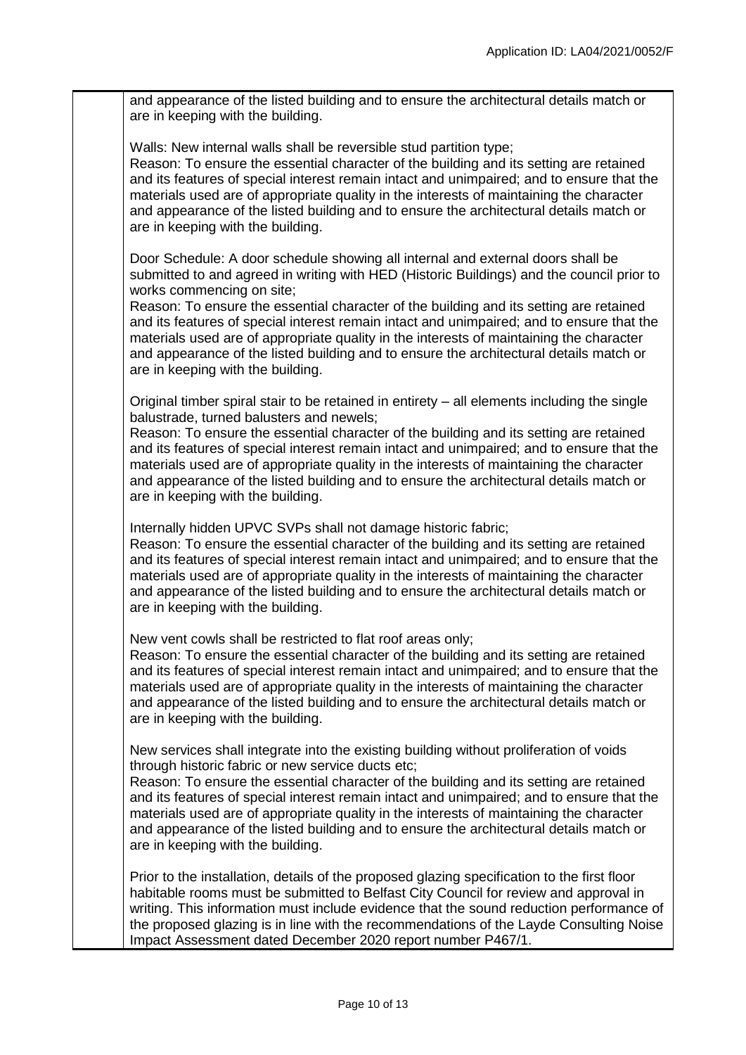and appearance of the listed building and to ensure the architectural details match or are in keeping with the building.

Walls: New internal walls shall be reversible stud partition type;
Reason: To ensure the essential character of the building and its setting are retained and its features of special interest remain intact and unimpaired; and to ensure that the materials used are of appropriate quality in the interests of maintaining the character and appearance of the listed building and to ensure the architectural details match or are in keeping with the building.

Door Schedule: A door schedule showing all internal and external doors shall be submitted to and agreed in writing with HED (Historic Buildings) and the council prior to works commencing on site;
Reason: To ensure the essential character of the building and its setting are retained and its features of special interest remain intact and unimpaired; and to ensure that the materials used are of appropriate quality in the interests of maintaining the character and appearance of the listed building and to ensure the architectural details match or are in keeping with the building.

Original timber spiral stair to be retained in entirety – all elements including the single balustrade, turned balusters and newels;
Reason: To ensure the essential character of the building and its setting are retained and its features of special interest remain intact and unimpaired; and to ensure that the materials used are of appropriate quality in the interests of maintaining the character and appearance of the listed building and to ensure the architectural details match or are in keeping with the building.

Internally hidden UPVC SVPs shall not damage historic fabric;
Reason: To ensure the essential character of the building and its setting are retained and its features of special interest remain intact and unimpaired; and to ensure that the materials used are of appropriate quality in the interests of maintaining the character and appearance of the listed building and to ensure the architectural details match or are in keeping with the building.

New vent cowls shall be restricted to flat roof areas only;
Reason: To ensure the essential character of the building and its setting are retained and its features of special interest remain intact and unimpaired; and to ensure that the materials used are of appropriate quality in the interests of maintaining the character and appearance of the listed building and to ensure the architectural details match or are in keeping with the building.

New services shall integrate into the existing building without proliferation of voids through historic fabric or new service ducts etc;
Reason: To ensure the essential character of the building and its setting are retained and its features of special interest remain intact and unimpaired; and to ensure that the materials used are of appropriate quality in the interests of maintaining the character and appearance of the listed building and to ensure the architectural details match or are in keeping with the building.

Prior to the installation, details of the proposed glazing specification to the first floor habitable rooms must be submitted to Belfast City Council for review and approval in writing. This information must include evidence that the sound reduction performance of the proposed glazing is in line with the recommendations of the Layde Consulting Noise Impact Assessment dated December 2020 report number P467/1.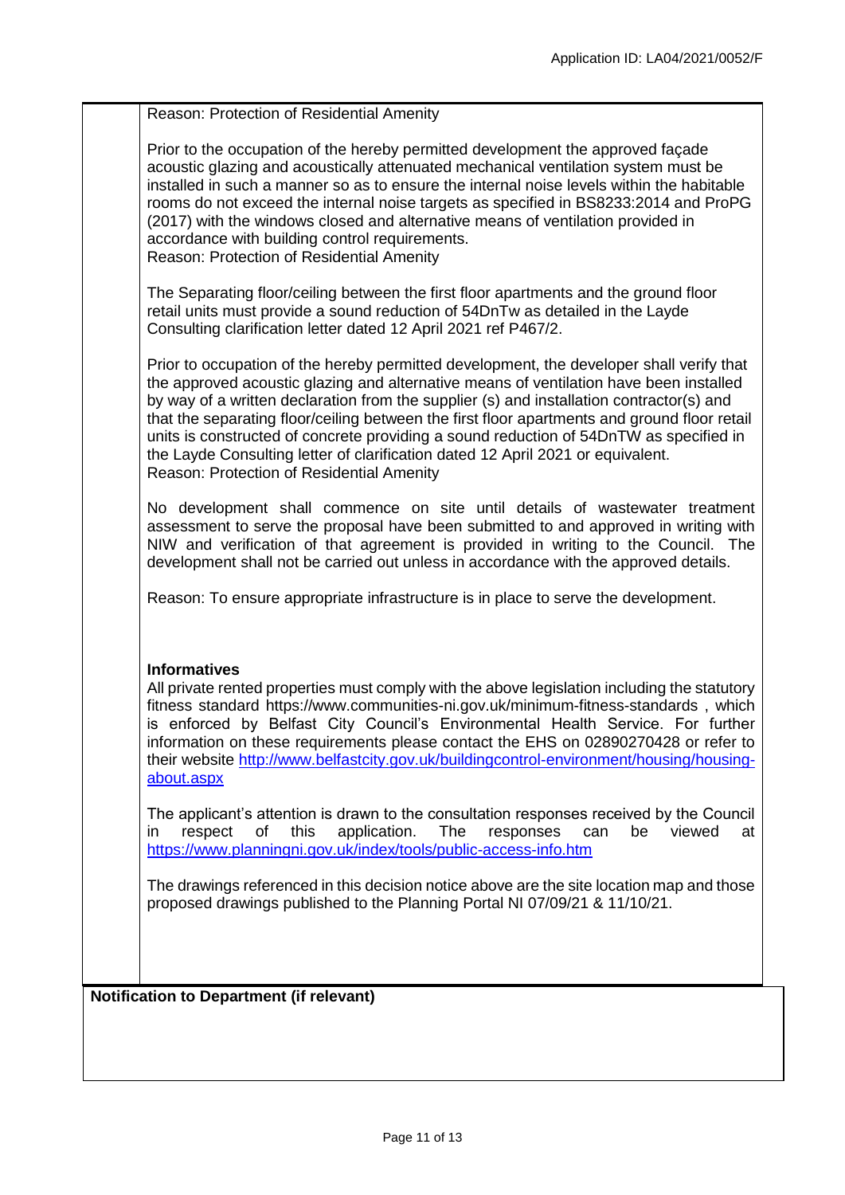Reason: Protection of Residential Amenity

Prior to the occupation of the hereby permitted development the approved façade acoustic glazing and acoustically attenuated mechanical ventilation system must be installed in such a manner so as to ensure the internal noise levels within the habitable rooms do not exceed the internal noise targets as specified in BS8233:2014 and ProPG (2017) with the windows closed and alternative means of ventilation provided in accordance with building control requirements.
Reason: Protection of Residential Amenity

The Separating floor/ceiling between the first floor apartments and the ground floor retail units must provide a sound reduction of 54DnTw as detailed in the Layde Consulting clarification letter dated 12 April 2021 ref P467/2.

Prior to occupation of the hereby permitted development, the developer shall verify that the approved acoustic glazing and alternative means of ventilation have been installed by way of a written declaration from the supplier (s) and installation contractor(s) and that the separating floor/ceiling between the first floor apartments and ground floor retail units is constructed of concrete providing a sound reduction of 54DnTW as specified in the Layde Consulting letter of clarification dated 12 April 2021 or equivalent.
Reason: Protection of Residential Amenity

No development shall commence on site until details of wastewater treatment assessment to serve the proposal have been submitted to and approved in writing with NIW and verification of that agreement is provided in writing to the Council. The development shall not be carried out unless in accordance with the approved details.

Reason: To ensure appropriate infrastructure is in place to serve the development.

**Informatives**

All private rented properties must comply with the above legislation including the statutory fitness standard https://www.communities-ni.gov.uk/minimum-fitness-standards , which is enforced by Belfast City Council's Environmental Health Service. For further information on these requirements please contact the EHS on 02890270428 or refer to their website http://www.belfastcity.gov.uk/buildingcontrol-environment/housing/housing-about.aspx

The applicant's attention is drawn to the consultation responses received by the Council in respect of this application. The responses can be viewed at https://www.planningni.gov.uk/index/tools/public-access-info.htm

The drawings referenced in this decision notice above are the site location map and those proposed drawings published to the Planning Portal NI 07/09/21 & 11/10/21.

**Notification to Department (if relevant)**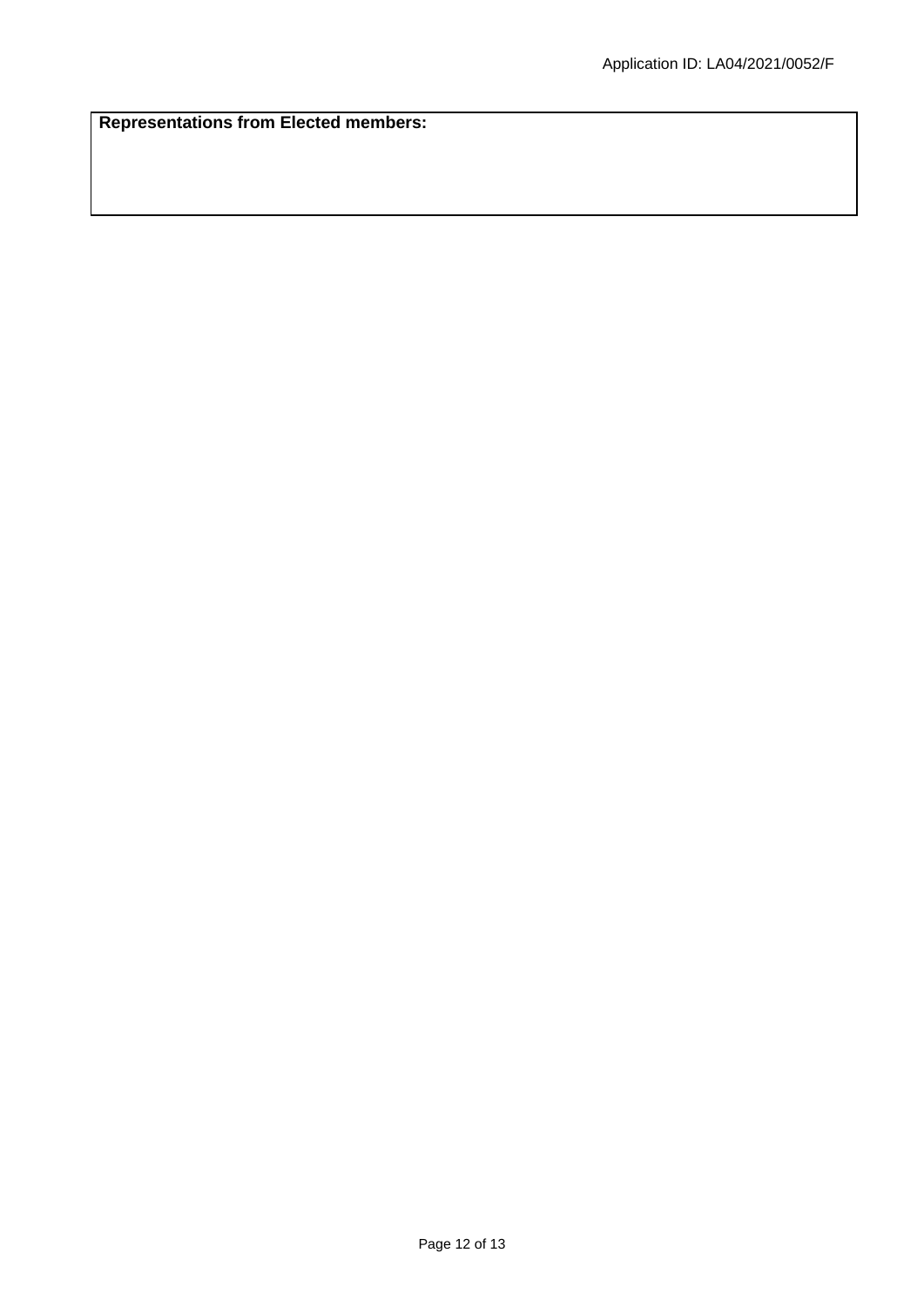**Representations from Elected members:**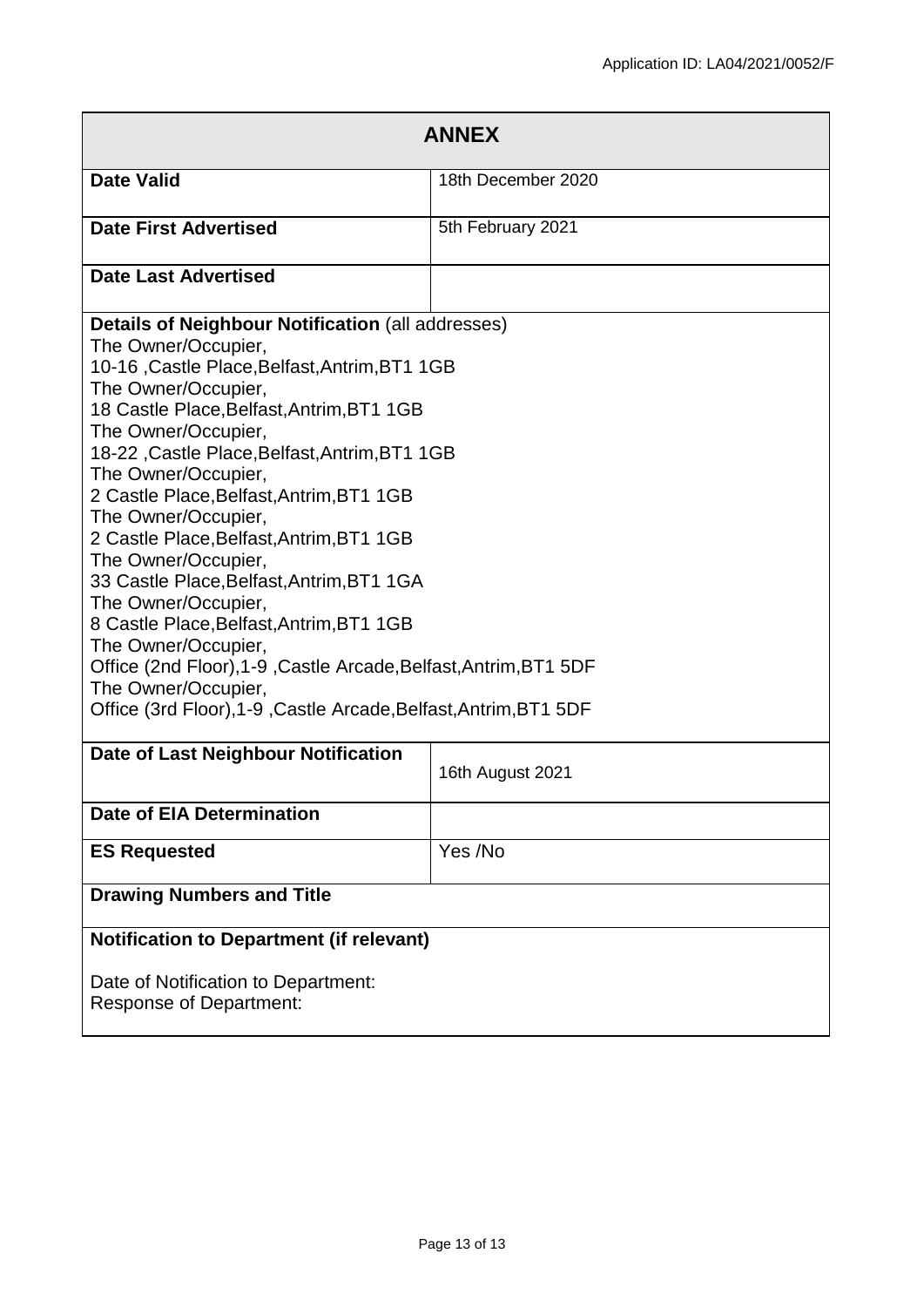| ANNEX | |
|---|---|
| **Date Valid** | 18th December 2020 |
| **Date First Advertised** | 5th February 2021 |
| **Date Last Advertised** | |

**Details of Neighbour Notification** (all addresses)
The Owner/Occupier,
10-16 ,Castle Place,Belfast,Antrim,BT1 1GB
The Owner/Occupier,
18 Castle Place,Belfast,Antrim,BT1 1GB
The Owner/Occupier,
18-22 ,Castle Place,Belfast,Antrim,BT1 1GB
The Owner/Occupier,
2 Castle Place,Belfast,Antrim,BT1 1GB
The Owner/Occupier,
2 Castle Place,Belfast,Antrim,BT1 1GB
The Owner/Occupier,
33 Castle Place,Belfast,Antrim,BT1 1GA
The Owner/Occupier,
8 Castle Place,Belfast,Antrim,BT1 1GB
The Owner/Occupier,
Office (2nd Floor),1-9 ,Castle Arcade,Belfast,Antrim,BT1 5DF
The Owner/Occupier,
Office (3rd Floor),1-9 ,Castle Arcade,Belfast,Antrim,BT1 5DF

| | |
|---|---|
| **Date of Last Neighbour Notification** | 16th August 2021 |
| **Date of EIA Determination** | |
| **ES Requested** | Yes /No |

**Drawing Numbers and Title**

**Notification to Department (if relevant)**

Date of Notification to Department:
Response of Department: